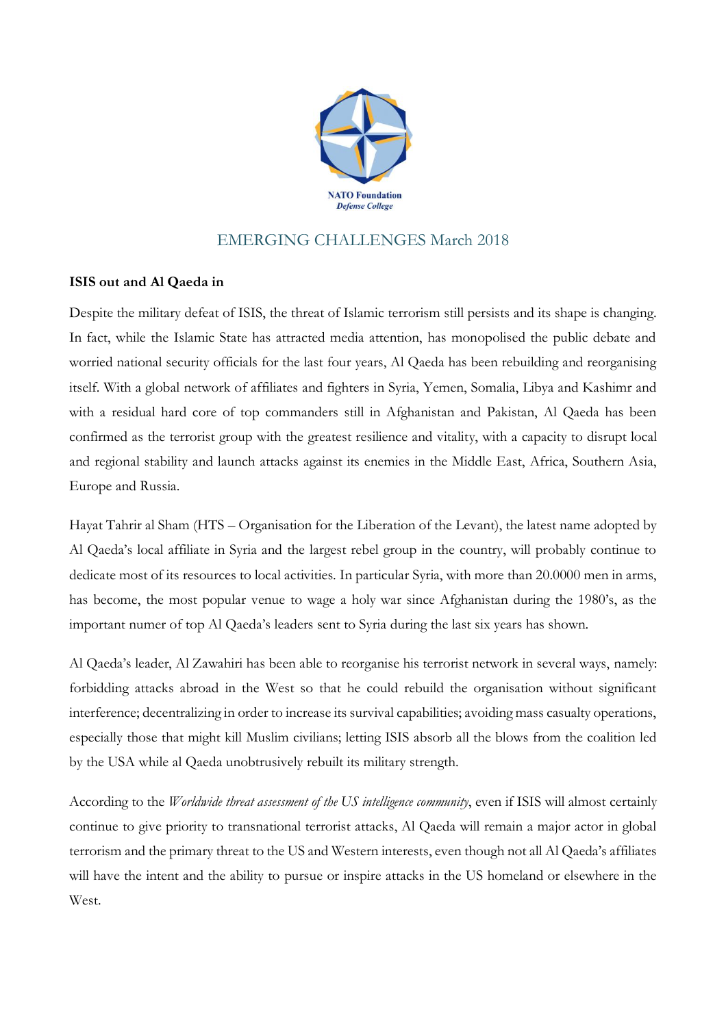NATO Foundation
*Defense College*

## EMERGING CHALLENGES March 2018

**ISIS out and Al Qaeda in**

Despite the military defeat of ISIS, the threat of Islamic terrorism still persists and its shape is changing. In fact, while the Islamic State has attracted media attention, has monopolised the public debate and worried national security officials for the last four years, Al Qaeda has been rebuilding and reorganising itself. With a global network of affiliates and fighters in Syria, Yemen, Somalia, Libya and Kashimr and with a residual hard core of top commanders still in Afghanistan and Pakistan, Al Qaeda has been confirmed as the terrorist group with the greatest resilience and vitality, with a capacity to disrupt local and regional stability and launch attacks against its enemies in the Middle East, Africa, Southern Asia, Europe and Russia.

Hayat Tahrir al Sham (HTS – Organisation for the Liberation of the Levant), the latest name adopted by Al Qaeda's local affiliate in Syria and the largest rebel group in the country, will probably continue to dedicate most of its resources to local activities. In particular Syria, with more than 20.0000 men in arms, has become, the most popular venue to wage a holy war since Afghanistan during the 1980's, as the important numer of top Al Qaeda's leaders sent to Syria during the last six years has shown.

Al Qaeda's leader, Al Zawahiri has been able to reorganise his terrorist network in several ways, namely: forbidding attacks abroad in the West so that he could rebuild the organisation without significant interference; decentralizing in order to increase its survival capabilities; avoiding mass casualty operations, especially those that might kill Muslim civilians; letting ISIS absorb all the blows from the coalition led by the USA while al Qaeda unobtrusively rebuilt its military strength.

According to the *Worldwide threat assessment of the US intelligence community*, even if ISIS will almost certainly continue to give priority to transnational terrorist attacks, Al Qaeda will remain a major actor in global terrorism and the primary threat to the US and Western interests, even though not all Al Qaeda's affiliates will have the intent and the ability to pursue or inspire attacks in the US homeland or elsewhere in the West.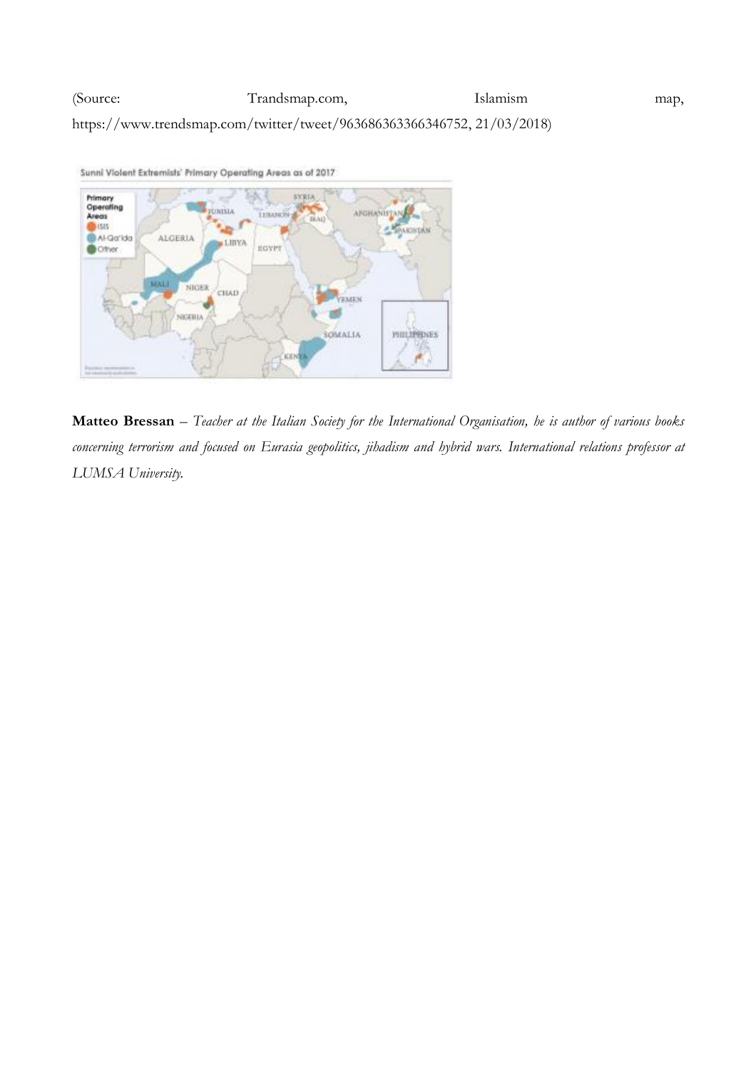(Source: Trandsmap.com, Islamism map, https://www.trendsmap.com/twitter/tweet/963686363366346752, 21/03/2018)

Sunni Violent Extremists' Primary Operating Areas as of 2017

Primary Operating Areas

ISIS

Al-Qa'ida

Other

TUNISIA

SYRIA

LEBANON

IRAQ

AFGHANISTAN

PAKISTAN

ALGERIA

LIBYA

EGYPT

MALI

NIGER

CHAD

NIGERIA

YEMEN

SOMALIA

KENYA

PHILIPPINES

**Matteo Bressan** – *Teacher at the Italian Society for the International Organisation, he is author of various books concerning terrorism and focused on Eurasia geopolitics, jihadism and hybrid wars. International relations professor at LUMSA University.*